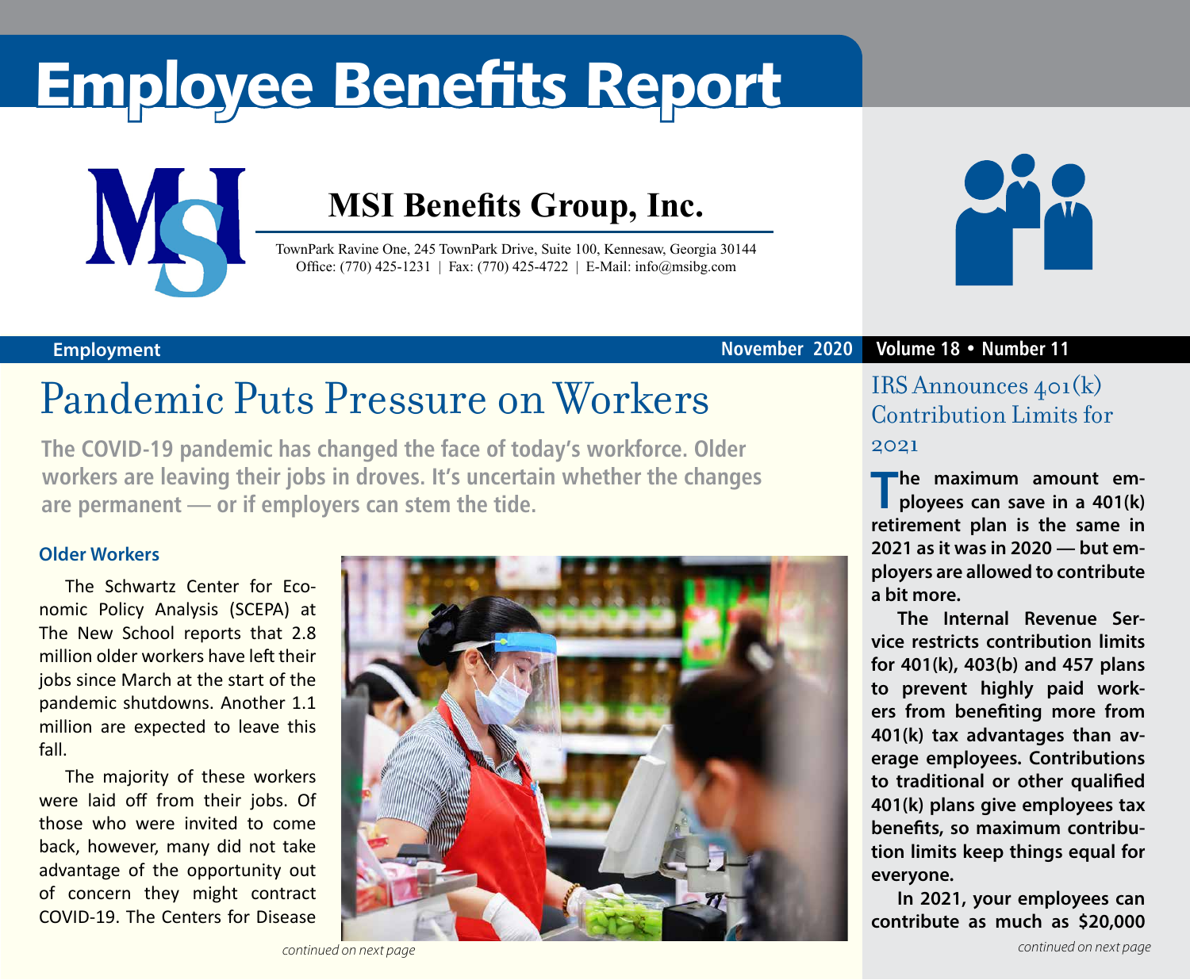# Employee Benefits Report

## MSI Benefits Group, Inc.

TownPark Ravine One, 245 TownPark Drive, Suite 100, Kennesaw, Georgia 30144
Office: (770) 425-1231 | Fax: (770) 425-4722 | E-Mail: info@msibg.com

Employment

November 2020 Volume 18 • Number 11

# Pandemic Puts Pressure on Workers

**The COVID-19 pandemic has changed the face of today's workforce. Older workers are leaving their jobs in droves. It's uncertain whether the changes are permanent — or if employers can stem the tide.**

### Older Workers

The Schwartz Center for Economic Policy Analysis (SCEPA) at The New School reports that 2.8 million older workers have left their jobs since March at the start of the pandemic shutdowns. Another 1.1 million are expected to leave this fall.

The majority of these workers were laid off from their jobs. Of those who were invited to come back, however, many did not take advantage of the opportunity out of concern they might contract COVID-19. The Centers for Disease

*continued on next page*

## IRS Announces 401(k) Contribution Limits for 2021

**The maximum amount employees can save in a 401(k) retirement plan is the same in 2021 as it was in 2020 — but employers are allowed to contribute a bit more.**

**The Internal Revenue Service restricts contribution limits for 401(k), 403(b) and 457 plans to prevent highly paid workers from benefiting more from 401(k) tax advantages than average employees. Contributions to traditional or other qualified 401(k) plans give employees tax benefits, so maximum contribution limits keep things equal for everyone.**

**In 2021, your employees can contribute as much as $20,000**

*continued on next page*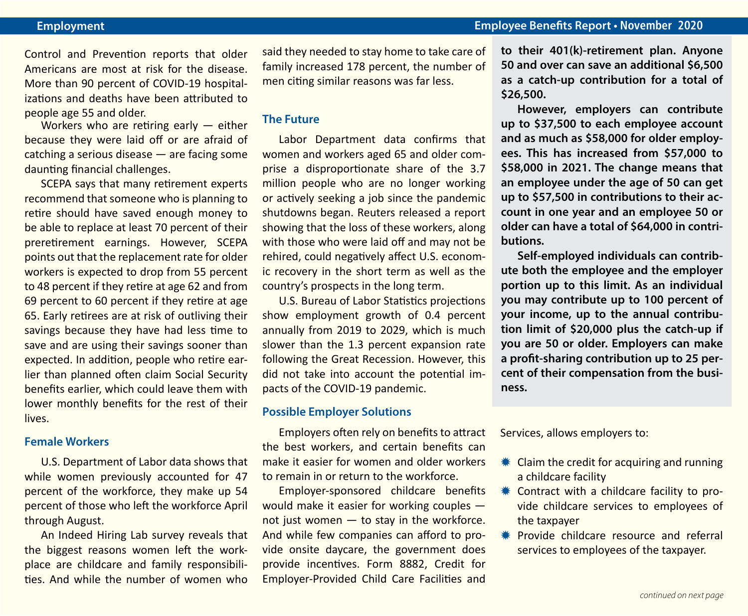Control and Prevention reports that older Americans are most at risk for the disease. More than 90 percent of COVID-19 hospitalizations and deaths have been attributed to people age 55 and older.

Workers who are retiring early — either because they were laid off or are afraid of catching a serious disease — are facing some daunting financial challenges.

SCEPA says that many retirement experts recommend that someone who is planning to retire should have saved enough money to be able to replace at least 70 percent of their preretirement earnings. However, SCEPA points out that the replacement rate for older workers is expected to drop from 55 percent to 48 percent if they retire at age 62 and from 69 percent to 60 percent if they retire at age 65. Early retirees are at risk of outliving their savings because they have had less time to save and are using their savings sooner than expected. In addition, people who retire earlier than planned often claim Social Security benefits earlier, which could leave them with lower monthly benefits for the rest of their lives.

## Female Workers

U.S. Department of Labor data shows that while women previously accounted for 47 percent of the workforce, they make up 54 percent of those who left the workforce April through August.

An Indeed Hiring Lab survey reveals that the biggest reasons women left the workplace are childcare and family responsibilities. And while the number of women who said they needed to stay home to take care of family increased 178 percent, the number of men citing similar reasons was far less.

## The Future

Labor Department data confirms that women and workers aged 65 and older comprise a disproportionate share of the 3.7 million people who are no longer working or actively seeking a job since the pandemic shutdowns began. Reuters released a report showing that the loss of these workers, along with those who were laid off and may not be rehired, could negatively affect U.S. economic recovery in the short term as well as the country's prospects in the long term.

U.S. Bureau of Labor Statistics projections show employment growth of 0.4 percent annually from 2019 to 2029, which is much slower than the 1.3 percent expansion rate following the Great Recession. However, this did not take into account the potential impacts of the COVID-19 pandemic.

## Possible Employer Solutions

Employers often rely on benefits to attract the best workers, and certain benefits can make it easier for women and older workers to remain in or return to the workforce.

Employer-sponsored childcare benefits would make it easier for working couples — not just women — to stay in the workforce. And while few companies can afford to provide onsite daycare, the government does provide incentives. Form 8882, Credit for Employer-Provided Child Care Facilities and Services, allows employers to:

- Claim the credit for acquiring and running a childcare facility
- Contract with a childcare facility to provide childcare services to employees of the taxpayer
- Provide childcare resource and referral services to employees of the taxpayer.

**to their 401(k)-retirement plan. Anyone 50 and over can save an additional $6,500 as a catch-up contribution for a total of $26,500.**

**However, employers can contribute up to $37,500 to each employee account and as much as $58,000 for older employees. This has increased from $57,000 to $58,000 in 2021. The change means that an employee under the age of 50 can get up to $57,500 in contributions to their account in one year and an employee 50 or older can have a total of $64,000 in contributions.**

**Self-employed individuals can contribute both the employee and the employer portion up to this limit. As an individual you may contribute up to 100 percent of your income, up to the annual contribution limit of $20,000 plus the catch-up if you are 50 or older. Employers can make a profit-sharing contribution up to 25 percent of their compensation from the business.**

*continued on next page*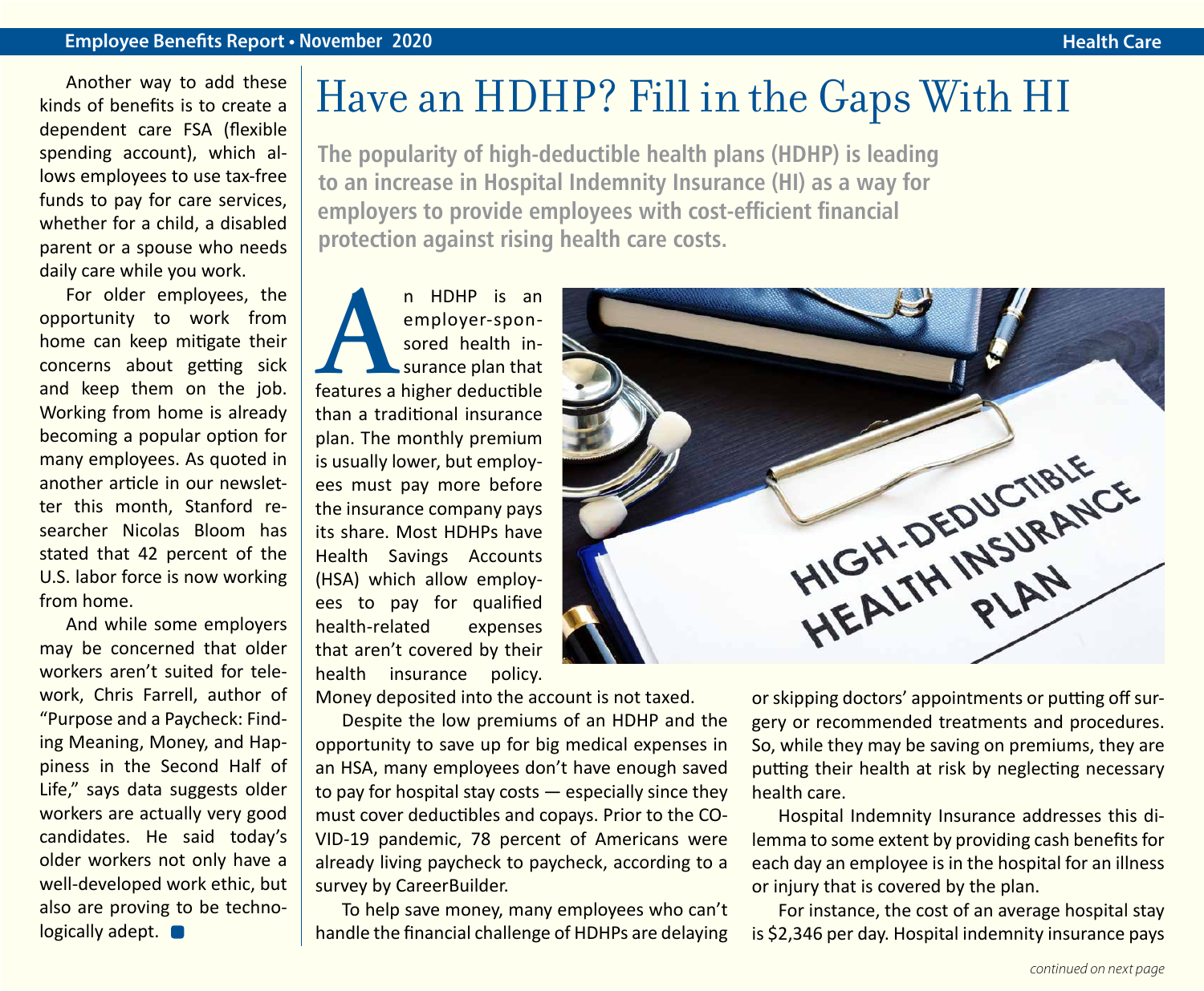Another way to add these kinds of benefits is to create a dependent care FSA (flexible spending account), which allows employees to use tax-free funds to pay for care services, whether for a child, a disabled parent or a spouse who needs daily care while you work.

For older employees, the opportunity to work from home can keep mitigate their concerns about getting sick and keep them on the job. Working from home is already becoming a popular option for many employees. As quoted in another article in our newsletter this month, Stanford researcher Nicolas Bloom has stated that 42 percent of the U.S. labor force is now working from home.

And while some employers may be concerned that older workers aren't suited for telework, Chris Farrell, author of "Purpose and a Paycheck: Finding Meaning, Money, and Happiness in the Second Half of Life," says data suggests older workers are actually very good candidates. He said today's older workers not only have a well-developed work ethic, but also are proving to be technologically adept.

# Have an HDHP? Fill in the Gaps With HI

**The popularity of high-deductible health plans (HDHP) is leading to an increase in Hospital Indemnity Insurance (HI) as a way for employers to provide employees with cost-efficient financial protection against rising health care costs.**

An HDHP is an employer-sponsored health insurance plan that features a higher deductible than a traditional insurance plan. The monthly premium is usually lower, but employees must pay more before the insurance company pays its share. Most HDHPs have Health Savings Accounts (HSA) which allow employees to pay for qualified health-related expenses that aren't covered by their health insurance policy. Money deposited into the account is not taxed.

Despite the low premiums of an HDHP and the opportunity to save up for big medical expenses in an HSA, many employees don't have enough saved to pay for hospital stay costs — especially since they must cover deductibles and copays. Prior to the COVID-19 pandemic, 78 percent of Americans were already living paycheck to paycheck, according to a survey by CareerBuilder.

To help save money, many employees who can't handle the financial challenge of HDHPs are delaying or skipping doctors' appointments or putting off surgery or recommended treatments and procedures. So, while they may be saving on premiums, they are putting their health at risk by neglecting necessary health care.

Hospital Indemnity Insurance addresses this dilemma to some extent by providing cash benefits for each day an employee is in the hospital for an illness or injury that is covered by the plan.

For instance, the cost of an average hospital stay is $2,346 per day. Hospital indemnity insurance pays

*continued on next page*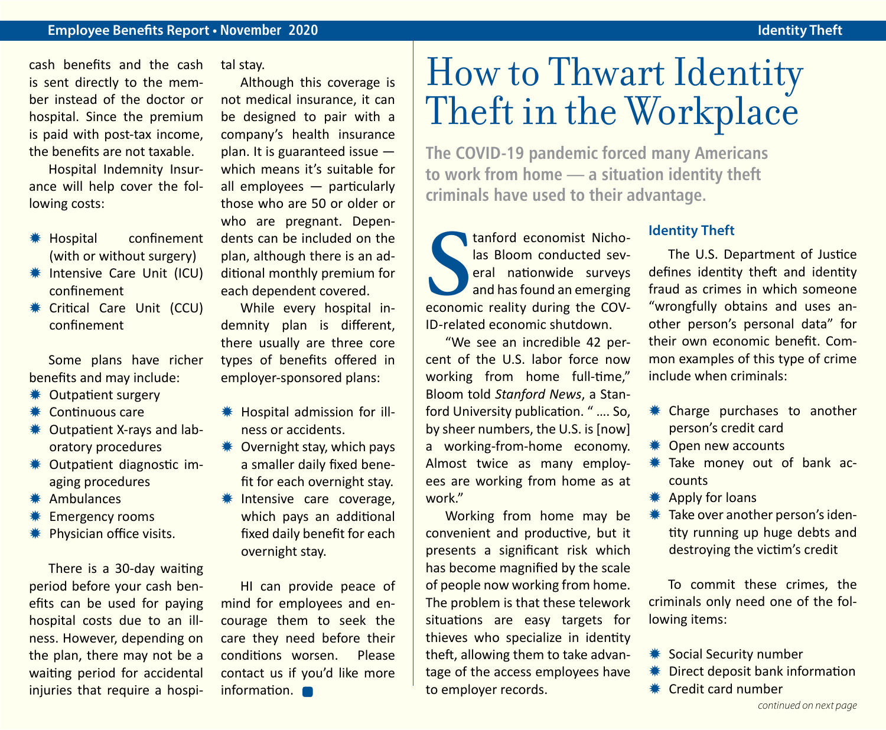cash benefits and the cash is sent directly to the member instead of the doctor or hospital. Since the premium is paid with post-tax income, the benefits are not taxable.

Hospital Indemnity Insurance will help cover the following costs:

- Hospital confinement (with or without surgery)
- Intensive Care Unit (ICU) confinement
- Critical Care Unit (CCU) confinement

Some plans have richer benefits and may include:

- Outpatient surgery
- Continuous care
- Outpatient X-rays and laboratory procedures
- Outpatient diagnostic imaging procedures
- Ambulances
- Emergency rooms
- Physician office visits.

There is a 30-day waiting period before your cash benefits can be used for paying hospital costs due to an illness. However, depending on the plan, there may not be a waiting period for accidental injuries that require a hospital stay.

Although this coverage is not medical insurance, it can be designed to pair with a company's health insurance plan. It is guaranteed issue — which means it's suitable for all employees — particularly those who are 50 or older or who are pregnant. Dependents can be included on the plan, although there is an additional monthly premium for each dependent covered.

While every hospital indemnity plan is different, there usually are three core types of benefits offered in employer-sponsored plans:

- Hospital admission for illness or accidents.
- Overnight stay, which pays a smaller daily fixed benefit for each overnight stay.
- Intensive care coverage, which pays an additional fixed daily benefit for each overnight stay.

HI can provide peace of mind for employees and encourage them to seek the care they need before their conditions worsen. Please contact us if you'd like more information.

# How to Thwart Identity Theft in the Workplace

**The COVID-19 pandemic forced many Americans to work from home — a situation identity theft criminals have used to their advantage.**

Stanford economist Nicholas Bloom conducted several nationwide surveys and has found an emerging economic reality during the COVID-related economic shutdown.

"We see an incredible 42 percent of the U.S. labor force now working from home full-time," Bloom told *Stanford News*, a Stanford University publication. " …. So, by sheer numbers, the U.S. is [now] a working-from-home economy. Almost twice as many employees are working from home as at work."

Working from home may be convenient and productive, but it presents a significant risk which has become magnified by the scale of people now working from home. The problem is that these telework situations are easy targets for thieves who specialize in identity theft, allowing them to take advantage of the access employees have to employer records.

### Identity Theft

The U.S. Department of Justice defines identity theft and identity fraud as crimes in which someone "wrongfully obtains and uses another person's personal data" for their own economic benefit. Common examples of this type of crime include when criminals:

- Charge purchases to another person's credit card
- Open new accounts
- Take money out of bank accounts
- Apply for loans
- Take over another person's identity running up huge debts and destroying the victim's credit

To commit these crimes, the criminals only need one of the following items:

- Social Security number
- Direct deposit bank information
- Credit card number

*continued on next page*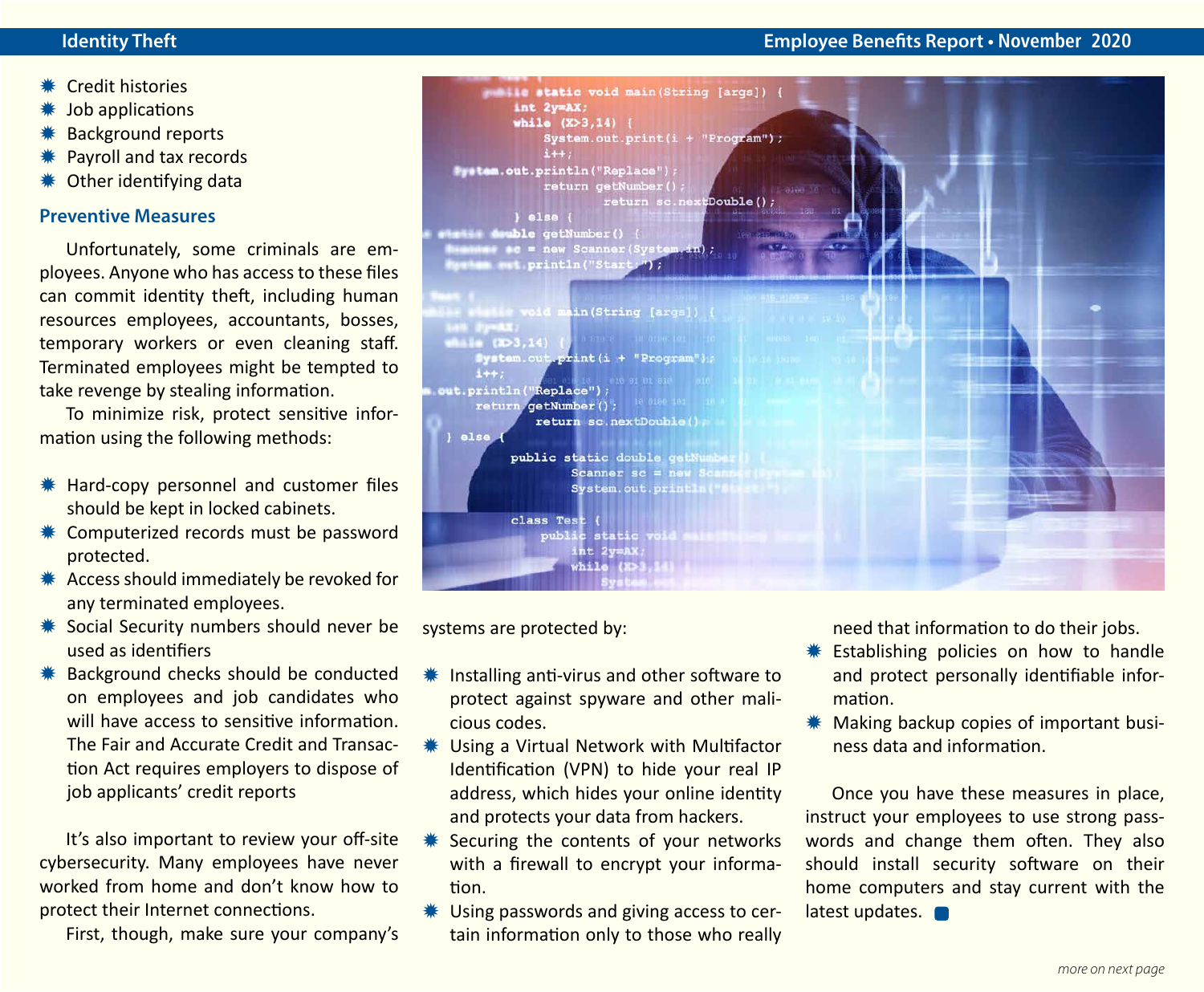- Credit histories
- Job applications
- Background reports
- Payroll and tax records
- Other identifying data

### Preventive Measures

Unfortunately, some criminals are employees. Anyone who has access to these files can commit identity theft, including human resources employees, accountants, bosses, temporary workers or even cleaning staff. Terminated employees might be tempted to take revenge by stealing information.

To minimize risk, protect sensitive information using the following methods:

- Hard-copy personnel and customer files should be kept in locked cabinets.
- Computerized records must be password protected.
- Access should immediately be revoked for any terminated employees.
- Social Security numbers should never be used as identifiers
- Background checks should be conducted on employees and job candidates who will have access to sensitive information. The Fair and Accurate Credit and Transaction Act requires employers to dispose of job applicants' credit reports

It's also important to review your off-site cybersecurity. Many employees have never worked from home and don't know how to protect their Internet connections.

First, though, make sure your company's systems are protected by:

- Installing anti-virus and other software to protect against spyware and other malicious codes.
- Using a Virtual Network with Multifactor Identification (VPN) to hide your real IP address, which hides your online identity and protects your data from hackers.
- Securing the contents of your networks with a firewall to encrypt your information.
- Using passwords and giving access to certain information only to those who really need that information to do their jobs.
- Establishing policies on how to handle and protect personally identifiable information.
- Making backup copies of important business data and information.

Once you have these measures in place, instruct your employees to use strong passwords and change them often. They also should install security software on their home computers and stay current with the latest updates.

*more on next page*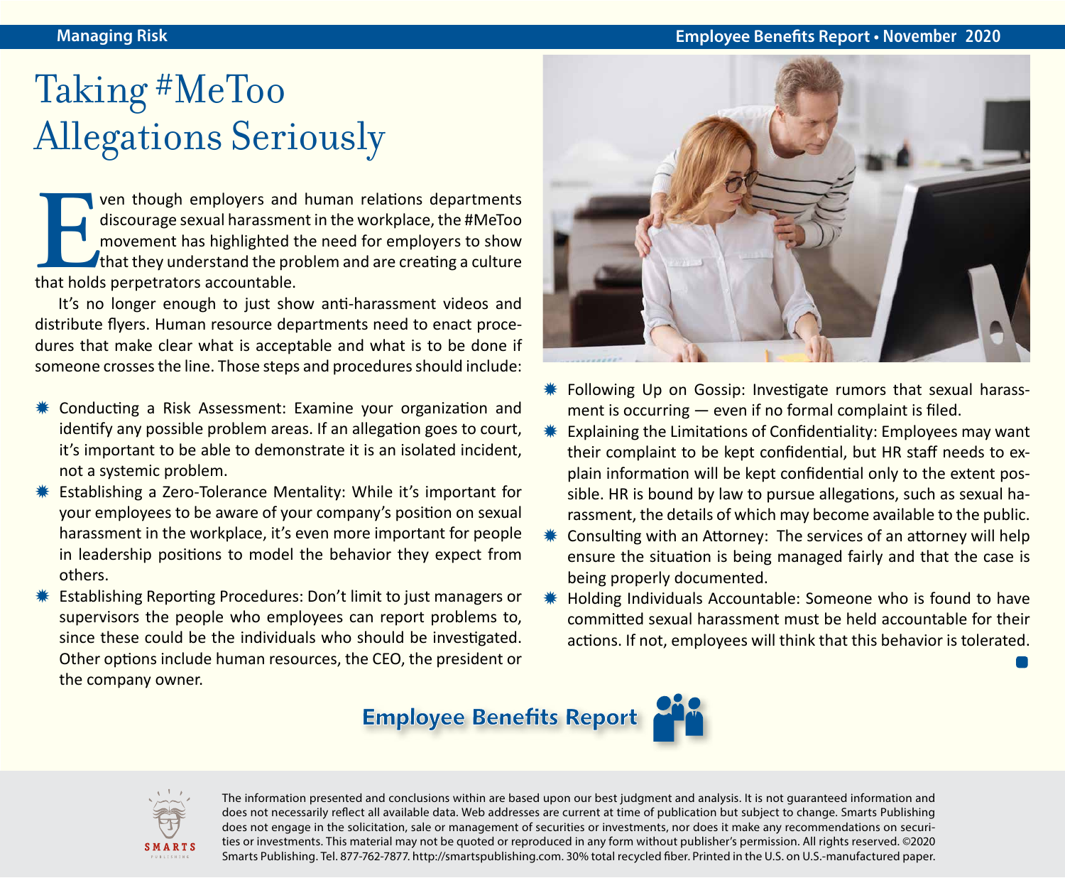# Taking #MeToo Allegations Seriously

Even though employers and human relations departments discourage sexual harassment in the workplace, the #MeToo movement has highlighted the need for employers to show that they understand the problem and are creating a culture that holds perpetrators accountable.

It's no longer enough to just show anti-harassment videos and distribute flyers. Human resource departments need to enact procedures that make clear what is acceptable and what is to be done if someone crosses the line. Those steps and procedures should include:

- Conducting a Risk Assessment: Examine your organization and identify any possible problem areas. If an allegation goes to court, it's important to be able to demonstrate it is an isolated incident, not a systemic problem.
- Establishing a Zero-Tolerance Mentality: While it's important for your employees to be aware of your company's position on sexual harassment in the workplace, it's even more important for people in leadership positions to model the behavior they expect from others.
- Establishing Reporting Procedures: Don't limit to just managers or supervisors the people who employees can report problems to, since these could be the individuals who should be investigated. Other options include human resources, the CEO, the president or the company owner.
- Following Up on Gossip: Investigate rumors that sexual harassment is occurring — even if no formal complaint is filed.
- Explaining the Limitations of Confidentiality: Employees may want their complaint to be kept confidential, but HR staff needs to explain information will be kept confidential only to the extent possible. HR is bound by law to pursue allegations, such as sexual harassment, the details of which may become available to the public.
- Consulting with an Attorney: The services of an attorney will help ensure the situation is being managed fairly and that the case is being properly documented.
- Holding Individuals Accountable: Someone who is found to have committed sexual harassment must be held accountable for their actions. If not, employees will think that this behavior is tolerated.

**Employee Benefits Report**

SMARTS PUBLISHING

The information presented and conclusions within are based upon our best judgment and analysis. It is not guaranteed information and does not necessarily reflect all available data. Web addresses are current at time of publication but subject to change. Smarts Publishing does not engage in the solicitation, sale or management of securities or investments, nor does it make any recommendations on securities or investments. This material may not be quoted or reproduced in any form without publisher's permission. All rights reserved. ©2020 Smarts Publishing. Tel. 877-762-7877. http://smartspublishing.com. 30% total recycled fiber. Printed in the U.S. on U.S.-manufactured paper.